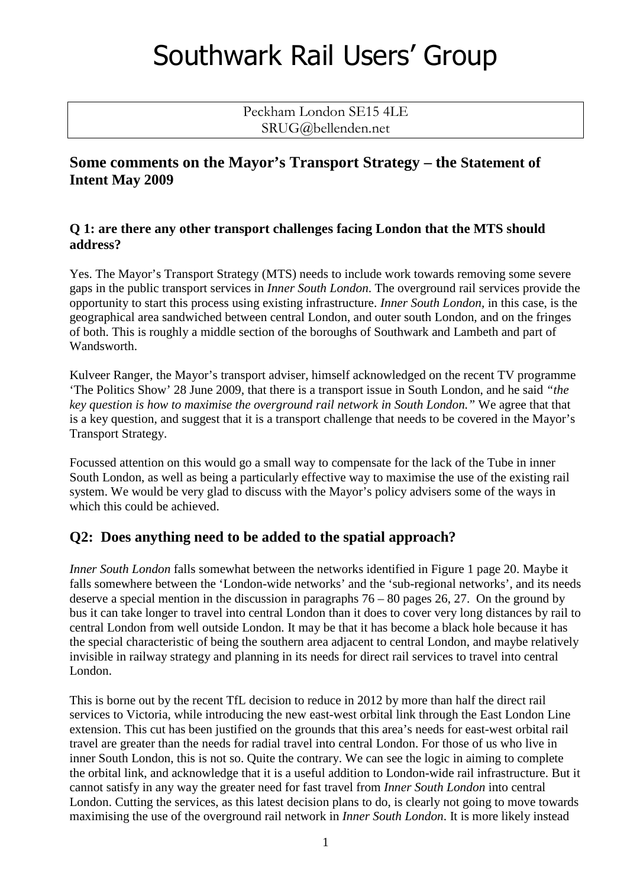# Southwark Rail Users' Group

Peckham London SE15 4LE
SRUG@bellenden.net

## Some comments on the Mayor's Transport Strategy – the Statement of Intent May 2009

### Q 1: are there any other transport challenges facing London that the MTS should address?

Yes. The Mayor's Transport Strategy (MTS) needs to include work towards removing some severe gaps in the public transport services in *Inner South London*. The overground rail services provide the opportunity to start this process using existing infrastructure. *Inner South London,* in this case, is the geographical area sandwiched between central London, and outer south London, and on the fringes of both. This is roughly a middle section of the boroughs of Southwark and Lambeth and part of Wandsworth.

Kulveer Ranger, the Mayor's transport adviser, himself acknowledged on the recent TV programme 'The Politics Show' 28 June 2009, that there is a transport issue in South London, and he said *"the key question is how to maximise the overground rail network in South London."* We agree that that is a key question, and suggest that it is a transport challenge that needs to be covered in the Mayor's Transport Strategy.

Focussed attention on this would go a small way to compensate for the lack of the Tube in inner South London, as well as being a particularly effective way to maximise the use of the existing rail system. We would be very glad to discuss with the Mayor's policy advisers some of the ways in which this could be achieved.

## Q2: Does anything need to be added to the spatial approach?

*Inner South London* falls somewhat between the networks identified in Figure 1 page 20. Maybe it falls somewhere between the 'London-wide networks' and the 'sub-regional networks', and its needs deserve a special mention in the discussion in paragraphs 76 – 80 pages 26, 27. On the ground by bus it can take longer to travel into central London than it does to cover very long distances by rail to central London from well outside London. It may be that it has become a black hole because it has the special characteristic of being the southern area adjacent to central London, and maybe relatively invisible in railway strategy and planning in its needs for direct rail services to travel into central London.

This is borne out by the recent TfL decision to reduce in 2012 by more than half the direct rail services to Victoria, while introducing the new east-west orbital link through the East London Line extension. This cut has been justified on the grounds that this area's needs for east-west orbital rail travel are greater than the needs for radial travel into central London. For those of us who live in inner South London, this is not so. Quite the contrary. We can see the logic in aiming to complete the orbital link, and acknowledge that it is a useful addition to London-wide rail infrastructure. But it cannot satisfy in any way the greater need for fast travel from *Inner South London* into central London. Cutting the services, as this latest decision plans to do, is clearly not going to move towards maximising the use of the overground rail network in *Inner South London*. It is more likely instead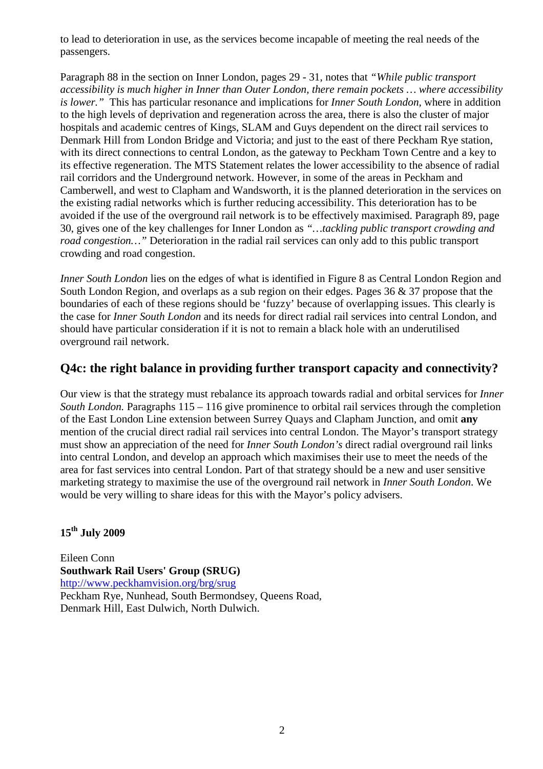to lead to deterioration in use, as the services become incapable of meeting the real needs of the passengers.

Paragraph 88 in the section on Inner London, pages 29 - 31, notes that *"While public transport accessibility is much higher in Inner than Outer London, there remain pockets … where accessibility is lower."* This has particular resonance and implications for *Inner South London,* where in addition to the high levels of deprivation and regeneration across the area, there is also the cluster of major hospitals and academic centres of Kings, SLAM and Guys dependent on the direct rail services to Denmark Hill from London Bridge and Victoria; and just to the east of there Peckham Rye station, with its direct connections to central London, as the gateway to Peckham Town Centre and a key to its effective regeneration. The MTS Statement relates the lower accessibility to the absence of radial rail corridors and the Underground network. However, in some of the areas in Peckham and Camberwell, and west to Clapham and Wandsworth, it is the planned deterioration in the services on the existing radial networks which is further reducing accessibility. This deterioration has to be avoided if the use of the overground rail network is to be effectively maximised. Paragraph 89, page 30, gives one of the key challenges for Inner London as *"…tackling public transport crowding and road congestion…"* Deterioration in the radial rail services can only add to this public transport crowding and road congestion.

*Inner South London* lies on the edges of what is identified in Figure 8 as Central London Region and South London Region, and overlaps as a sub region on their edges. Pages 36 & 37 propose that the boundaries of each of these regions should be 'fuzzy' because of overlapping issues. This clearly is the case for *Inner South London* and its needs for direct radial rail services into central London, and should have particular consideration if it is not to remain a black hole with an underutilised overground rail network.

## Q4c: the right balance in providing further transport capacity and connectivity?

Our view is that the strategy must rebalance its approach towards radial and orbital services for *Inner South London.* Paragraphs 115 – 116 give prominence to orbital rail services through the completion of the East London Line extension between Surrey Quays and Clapham Junction, and omit **any** mention of the crucial direct radial rail services into central London. The Mayor's transport strategy must show an appreciation of the need for *Inner South London's* direct radial overground rail links into central London, and develop an approach which maximises their use to meet the needs of the area for fast services into central London. Part of that strategy should be a new and user sensitive marketing strategy to maximise the use of the overground rail network in *Inner South London*. We would be very willing to share ideas for this with the Mayor's policy advisers.

**15th July 2009**

Eileen Conn
**Southwark Rail Users' Group (SRUG)**
http://www.peckhamvision.org/brg/srug
Peckham Rye, Nunhead, South Bermondsey, Queens Road,
Denmark Hill, East Dulwich, North Dulwich.